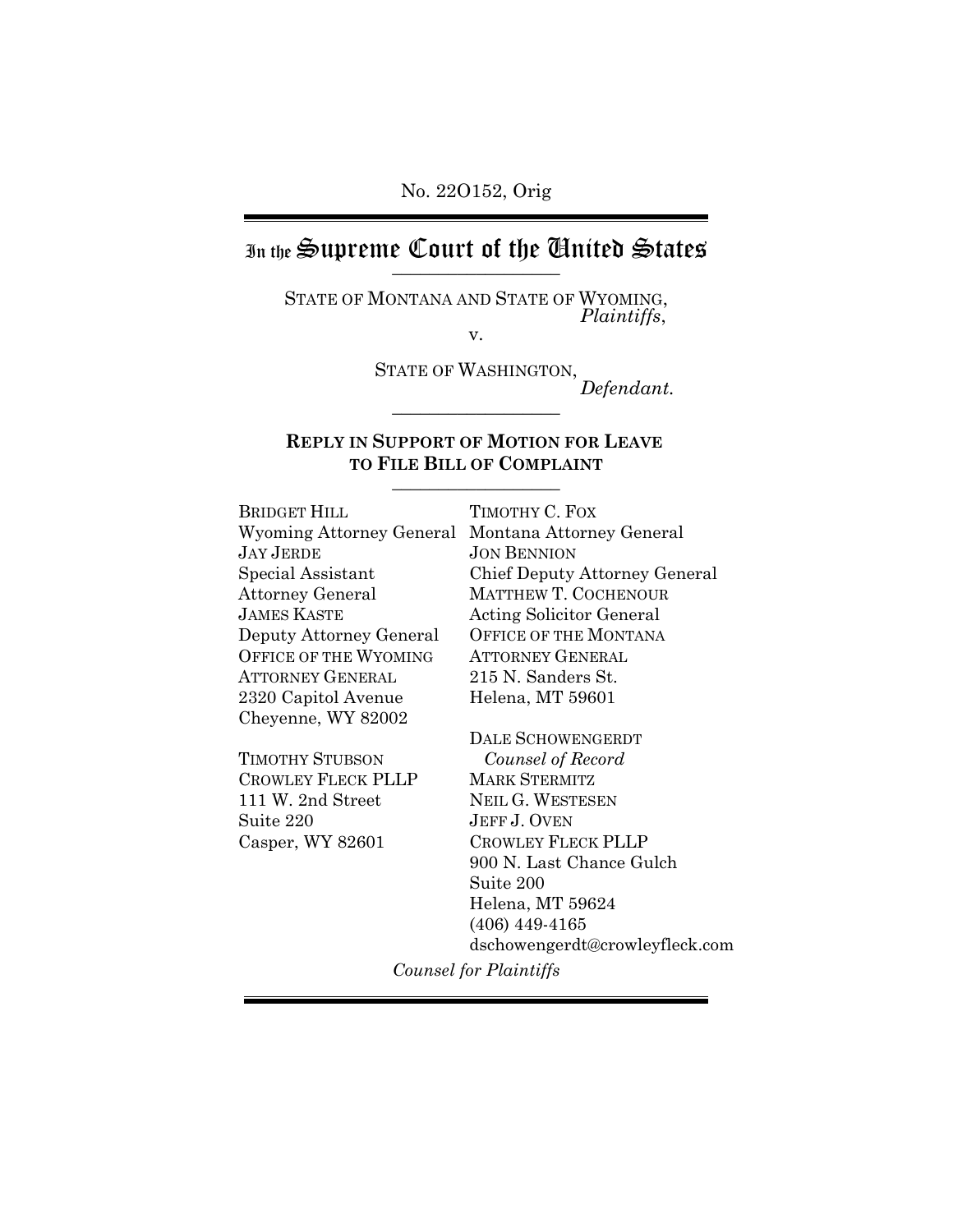No. 22O152, Orig

# In the Supreme Court of the United States

STATE OF MONTANA AND STATE OF WYOMING,
*Plaintiffs*,

v.

STATE OF WASHINGTON,
*Defendant.*

## REPLY IN SUPPORT OF MOTION FOR LEAVE TO FILE BILL OF COMPLAINT

BRIDGET HILL
Wyoming Attorney General
JAY JERDE
Special Assistant
Attorney General
JAMES KASTE
Deputy Attorney General
OFFICE OF THE WYOMING
ATTORNEY GENERAL
2320 Capitol Avenue
Cheyenne, WY 82002

TIMOTHY STUBSON
CROWLEY FLECK PLLP
111 W. 2nd Street
Suite 220
Casper, WY 82601

TIMOTHY C. FOX
Montana Attorney General
JON BENNION
Chief Deputy Attorney General
MATTHEW T. COCHENOUR
Acting Solicitor General
OFFICE OF THE MONTANA
ATTORNEY GENERAL
215 N. Sanders St.
Helena, MT 59601

DALE SCHOWENGERDT
*Counsel of Record*
MARK STERMITZ
NEIL G. WESTESEN
JEFF J. OVEN
CROWLEY FLECK PLLP
900 N. Last Chance Gulch
Suite 200
Helena, MT 59624
(406) 449-4165
dschowengerdt@crowleyfleck.com

*Counsel for Plaintiffs*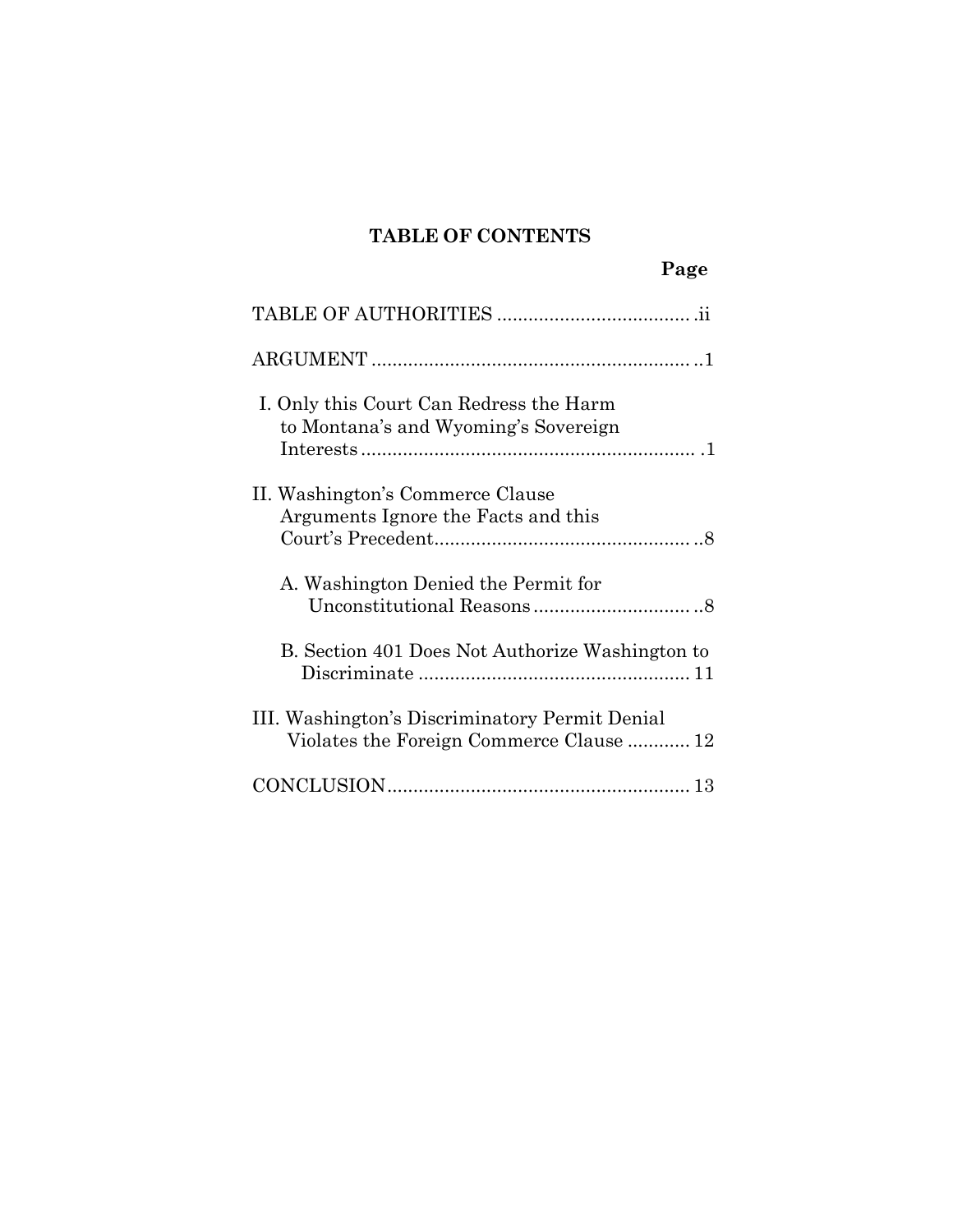## TABLE OF CONTENTS

| | Page |
|---|---|
| TABLE OF AUTHORITIES | ii |
| ARGUMENT | 1 |
| I. Only this Court Can Redress the Harm to Montana's and Wyoming's Sovereign Interests | 1 |
| II. Washington's Commerce Clause Arguments Ignore the Facts and this Court's Precedent | 8 |
| A. Washington Denied the Permit for Unconstitutional Reasons | 8 |
| B. Section 401 Does Not Authorize Washington to Discriminate | 11 |
| III. Washington's Discriminatory Permit Denial Violates the Foreign Commerce Clause | 12 |
| CONCLUSION | 13 |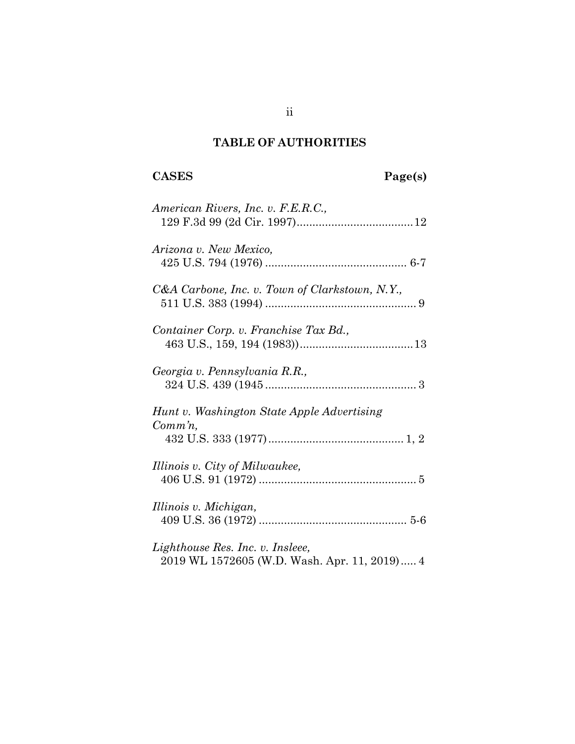## TABLE OF AUTHORITIES

**CASES** **Page(s)**

*American Rivers, Inc. v. F.E.R.C.*,
129 F.3d 99 (2d Cir. 1997)....................................12

*Arizona v. New Mexico*,
425 U.S. 794 (1976) ............................................ 6-7

*C&A Carbone, Inc. v. Town of Clarkstown, N.Y.*,
511 U.S. 383 (1994) ............................................... 9

*Container Corp. v. Franchise Tax Bd.*,
463 U.S., 159, 194 (1983))....................................13

*Georgia v. Pennsylvania R.R.*,
324 U.S. 439 (1945 ............................................... 3

*Hunt v. Washington State Apple Advertising Comm'n*,
432 U.S. 333 (1977).......................................... 1, 2

*Illinois v. City of Milwaukee*,
406 U.S. 91 (1972) ................................................ 5

*Illinois v. Michigan*,
409 U.S. 36 (1972) .............................................. 5-6

*Lighthouse Res. Inc. v. Insleee*,
2019 WL 1572605 (W.D. Wash. Apr. 11, 2019)..... 4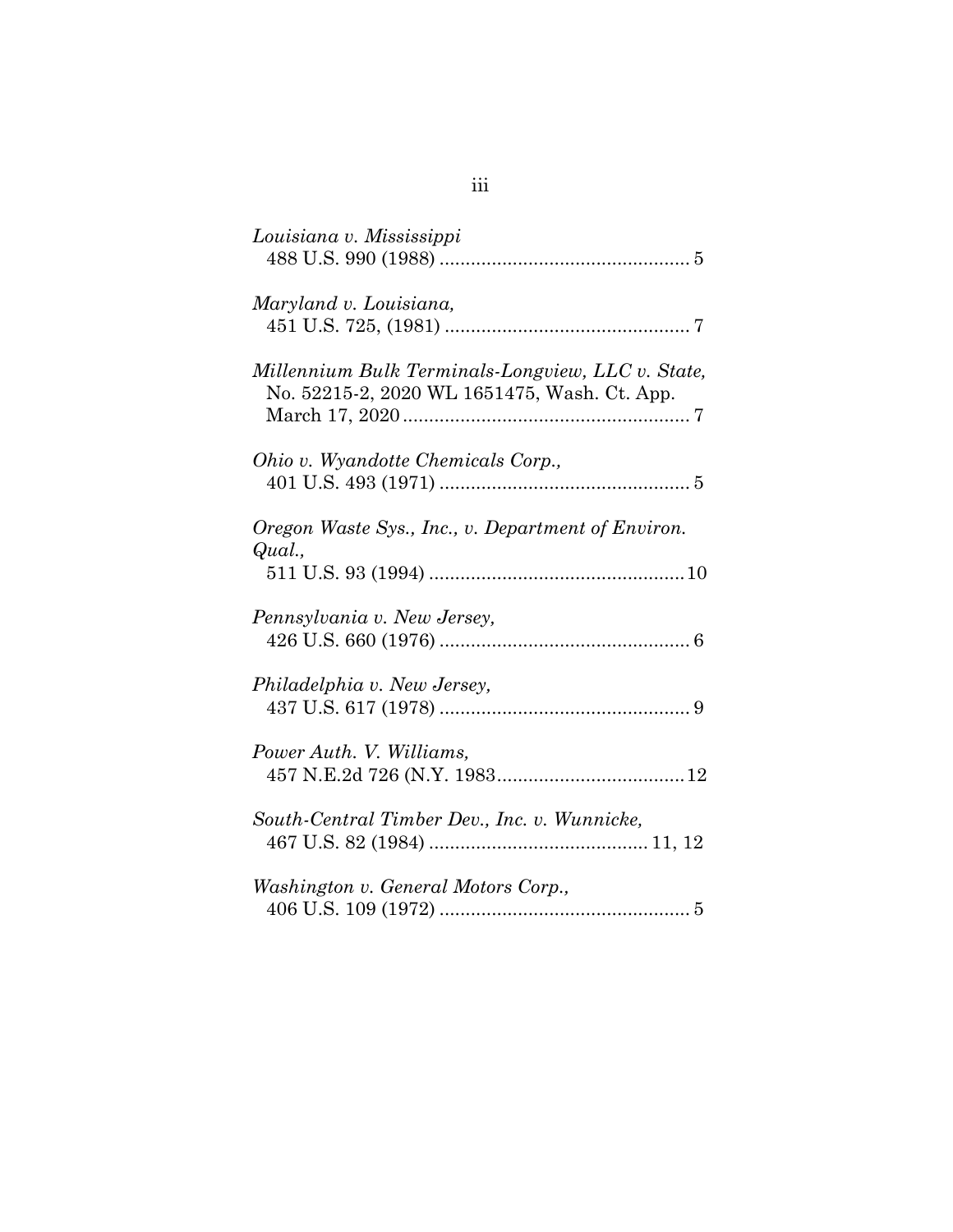*Louisiana v. Mississippi*
488 U.S. 990 (1988) ................................................ 5

*Maryland v. Louisiana,*
451 U.S. 725, (1981) ............................................... 7

*Millennium Bulk Terminals-Longview, LLC v. State,*
No. 52215-2, 2020 WL 1651475, Wash. Ct. App.
March 17, 2020 ....................................................... 7

*Ohio v. Wyandotte Chemicals Corp.,*
401 U.S. 493 (1971) ................................................ 5

*Oregon Waste Sys., Inc., v. Department of Environ. Qual.,*
511 U.S. 93 (1994) ................................................. 10

*Pennsylvania v. New Jersey,*
426 U.S. 660 (1976) ................................................ 6

*Philadelphia v. New Jersey,*
437 U.S. 617 (1978) ................................................ 9

*Power Auth. V. Williams,*
457 N.E.2d 726 (N.Y. 1983 .................................... 12

*South-Central Timber Dev., Inc. v. Wunnicke,*
467 U.S. 82 (1984) .......................................... 11, 12

*Washington v. General Motors Corp.,*
406 U.S. 109 (1972) ................................................ 5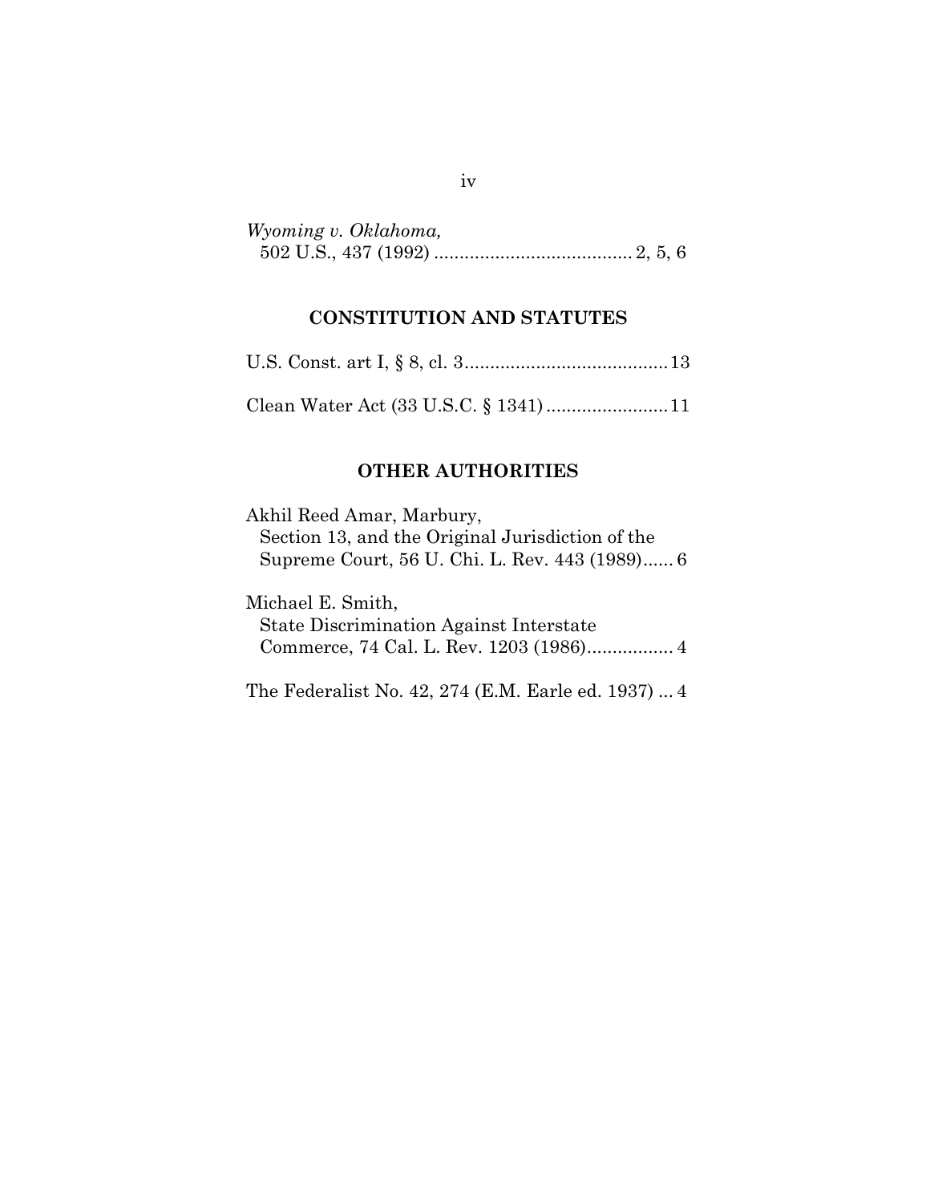*Wyoming v. Oklahoma,*
502 U.S., 437 (1992) ....................................... 2, 5, 6

## CONSTITUTION AND STATUTES

U.S. Const. art I, § 8, cl. 3........................................ 13

Clean Water Act (33 U.S.C. § 1341) ........................ 11

## OTHER AUTHORITIES

Akhil Reed Amar, Marbury,
Section 13, and the Original Jurisdiction of the
Supreme Court, 56 U. Chi. L. Rev. 443 (1989)...... 6

Michael E. Smith,
State Discrimination Against Interstate
Commerce, 74 Cal. L. Rev. 1203 (1986)................. 4

The Federalist No. 42, 274 (E.M. Earle ed. 1937) ... 4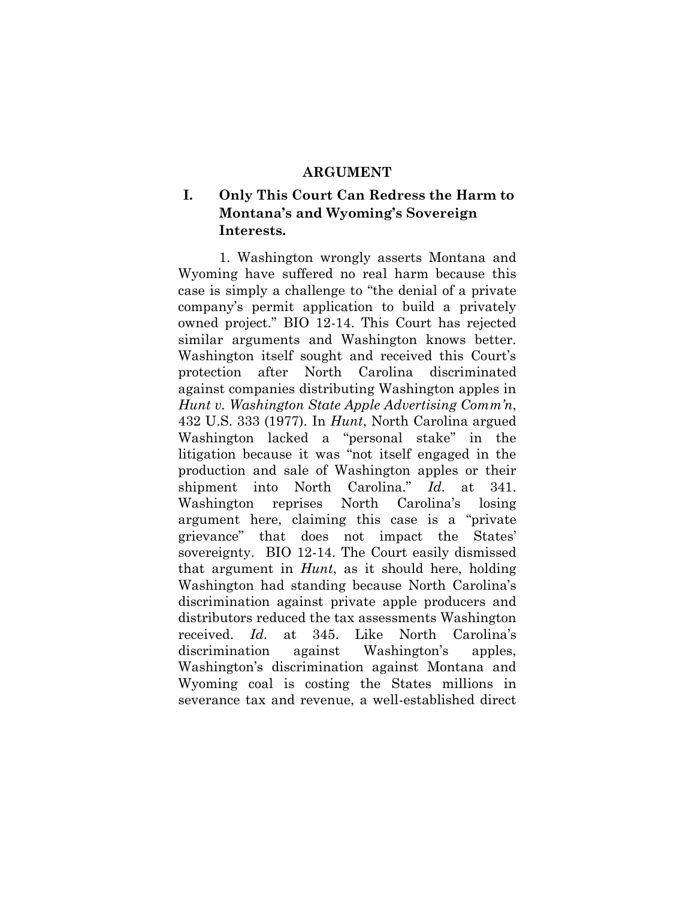## ARGUMENT

### I. Only This Court Can Redress the Harm to Montana's and Wyoming's Sovereign Interests.

1. Washington wrongly asserts Montana and Wyoming have suffered no real harm because this case is simply a challenge to "the denial of a private company's permit application to build a privately owned project." BIO 12-14. This Court has rejected similar arguments and Washington knows better. Washington itself sought and received this Court's protection after North Carolina discriminated against companies distributing Washington apples in *Hunt v. Washington State Apple Advertising Comm'n*, 432 U.S. 333 (1977). In *Hunt*, North Carolina argued Washington lacked a "personal stake" in the litigation because it was "not itself engaged in the production and sale of Washington apples or their shipment into North Carolina." *Id.* at 341. Washington reprises North Carolina's losing argument here, claiming this case is a "private grievance" that does not impact the States' sovereignty. BIO 12-14. The Court easily dismissed that argument in *Hunt*, as it should here, holding Washington had standing because North Carolina's discrimination against private apple producers and distributors reduced the tax assessments Washington received. *Id.* at 345. Like North Carolina's discrimination against Washington's apples, Washington's discrimination against Montana and Wyoming coal is costing the States millions in severance tax and revenue, a well-established direct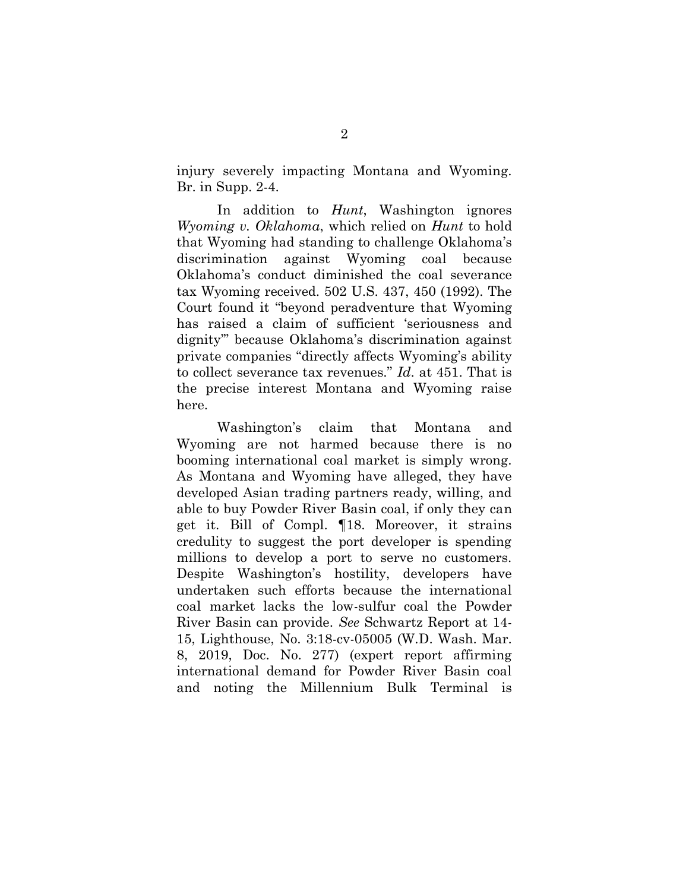injury severely impacting Montana and Wyoming. Br. in Supp. 2-4.

In addition to *Hunt*, Washington ignores *Wyoming v. Oklahoma*, which relied on *Hunt* to hold that Wyoming had standing to challenge Oklahoma's discrimination against Wyoming coal because Oklahoma's conduct diminished the coal severance tax Wyoming received. 502 U.S. 437, 450 (1992). The Court found it "beyond peradventure that Wyoming has raised a claim of sufficient 'seriousness and dignity'" because Oklahoma's discrimination against private companies "directly affects Wyoming's ability to collect severance tax revenues." *Id*. at 451. That is the precise interest Montana and Wyoming raise here.

Washington's claim that Montana and Wyoming are not harmed because there is no booming international coal market is simply wrong. As Montana and Wyoming have alleged, they have developed Asian trading partners ready, willing, and able to buy Powder River Basin coal, if only they can get it. Bill of Compl. ¶18. Moreover, it strains credulity to suggest the port developer is spending millions to develop a port to serve no customers. Despite Washington's hostility, developers have undertaken such efforts because the international coal market lacks the low-sulfur coal the Powder River Basin can provide. *See* Schwartz Report at 14-15, Lighthouse, No. 3:18-cv-05005 (W.D. Wash. Mar. 8, 2019, Doc. No. 277) (expert report affirming international demand for Powder River Basin coal and noting the Millennium Bulk Terminal is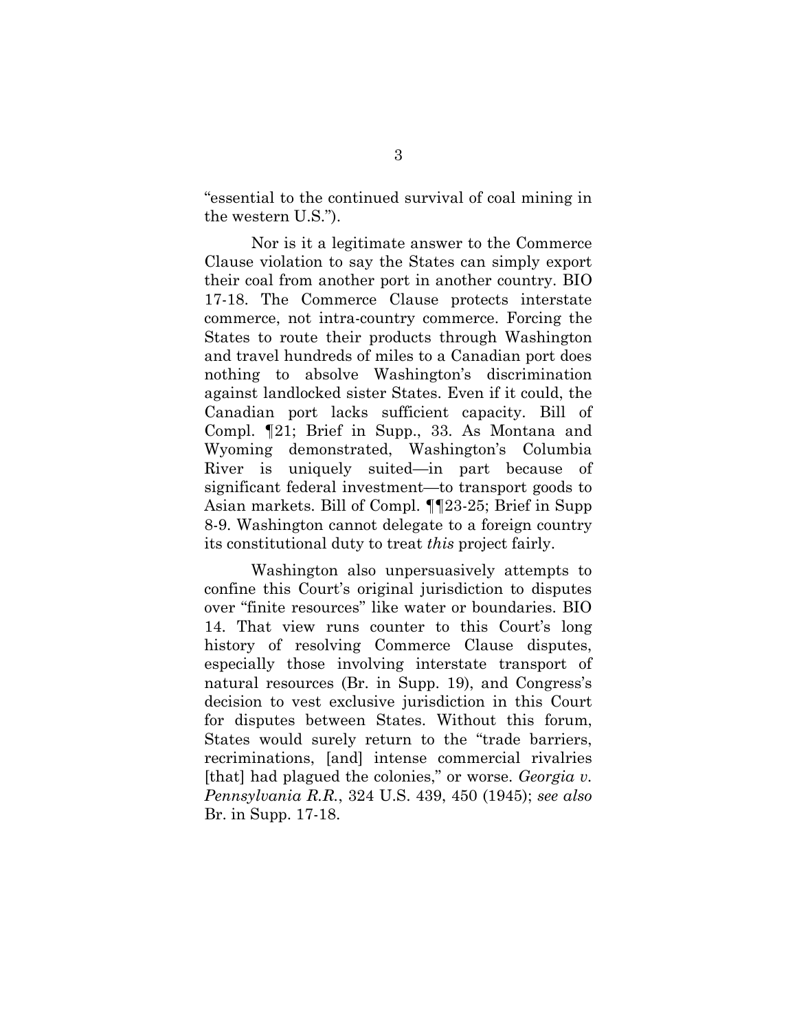"essential to the continued survival of coal mining in the western U.S.").

Nor is it a legitimate answer to the Commerce Clause violation to say the States can simply export their coal from another port in another country. BIO 17-18. The Commerce Clause protects interstate commerce, not intra-country commerce. Forcing the States to route their products through Washington and travel hundreds of miles to a Canadian port does nothing to absolve Washington's discrimination against landlocked sister States. Even if it could, the Canadian port lacks sufficient capacity. Bill of Compl. ¶21; Brief in Supp., 33. As Montana and Wyoming demonstrated, Washington's Columbia River is uniquely suited—in part because of significant federal investment—to transport goods to Asian markets. Bill of Compl. ¶¶23-25; Brief in Supp 8-9. Washington cannot delegate to a foreign country its constitutional duty to treat *this* project fairly.

Washington also unpersuasively attempts to confine this Court's original jurisdiction to disputes over "finite resources" like water or boundaries. BIO 14. That view runs counter to this Court's long history of resolving Commerce Clause disputes, especially those involving interstate transport of natural resources (Br. in Supp. 19), and Congress's decision to vest exclusive jurisdiction in this Court for disputes between States. Without this forum, States would surely return to the "trade barriers, recriminations, [and] intense commercial rivalries [that] had plagued the colonies," or worse. *Georgia v. Pennsylvania R.R.*, 324 U.S. 439, 450 (1945); *see also* Br. in Supp. 17-18.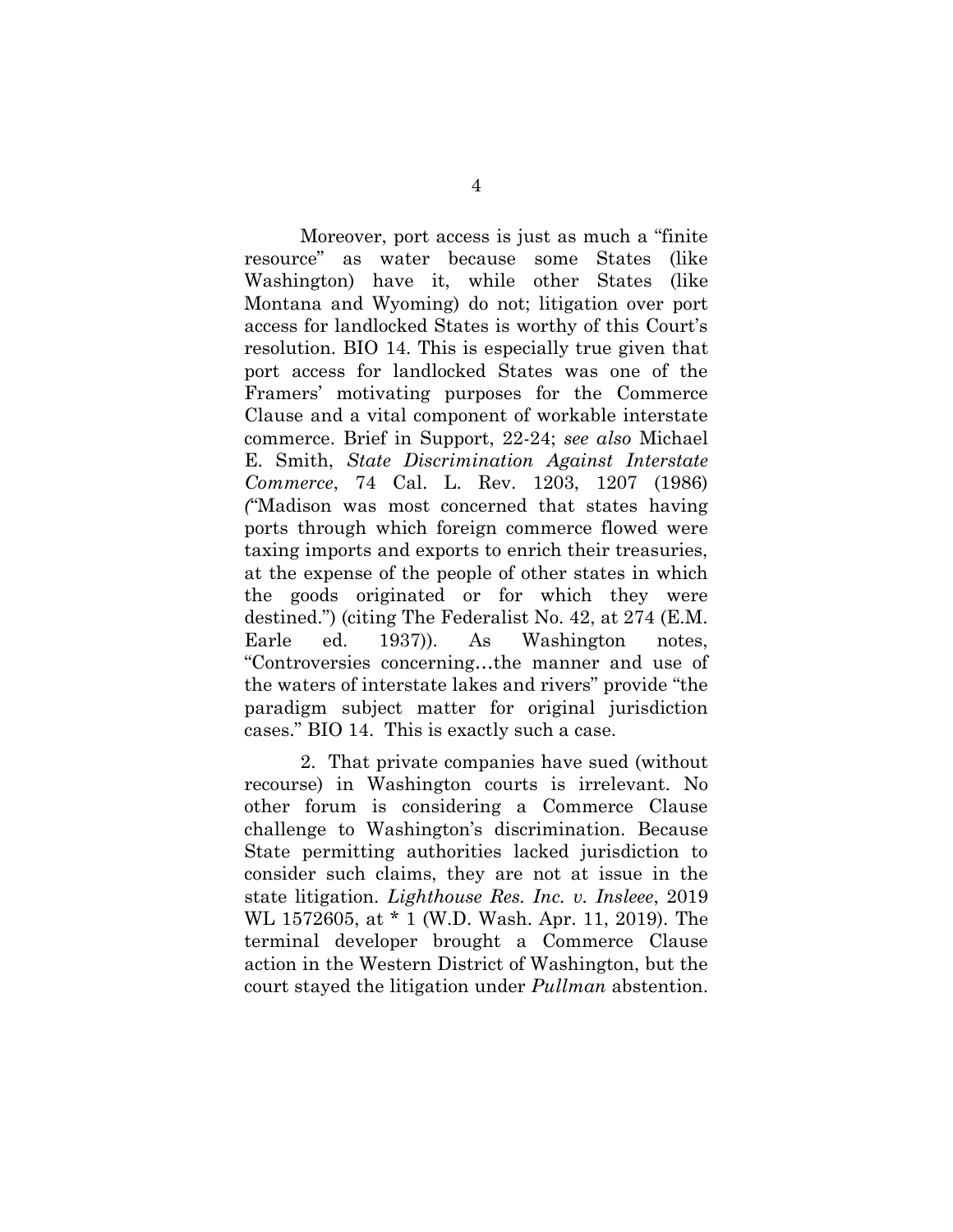Moreover, port access is just as much a "finite resource" as water because some States (like Washington) have it, while other States (like Montana and Wyoming) do not; litigation over port access for landlocked States is worthy of this Court's resolution. BIO 14. This is especially true given that port access for landlocked States was one of the Framers' motivating purposes for the Commerce Clause and a vital component of workable interstate commerce. Brief in Support, 22-24; *see also* Michael E. Smith, *State Discrimination Against Interstate Commerce*, 74 Cal. L. Rev. 1203, 1207 (1986) ("Madison was most concerned that states having ports through which foreign commerce flowed were taxing imports and exports to enrich their treasuries, at the expense of the people of other states in which the goods originated or for which they were destined.") (citing The Federalist No. 42, at 274 (E.M. Earle ed. 1937)). As Washington notes, "Controversies concerning…the manner and use of the waters of interstate lakes and rivers" provide "the paradigm subject matter for original jurisdiction cases." BIO 14. This is exactly such a case.

2. That private companies have sued (without recourse) in Washington courts is irrelevant. No other forum is considering a Commerce Clause challenge to Washington's discrimination. Because State permitting authorities lacked jurisdiction to consider such claims, they are not at issue in the state litigation. *Lighthouse Res. Inc. v. Insleee*, 2019 WL 1572605, at * 1 (W.D. Wash. Apr. 11, 2019). The terminal developer brought a Commerce Clause action in the Western District of Washington, but the court stayed the litigation under *Pullman* abstention.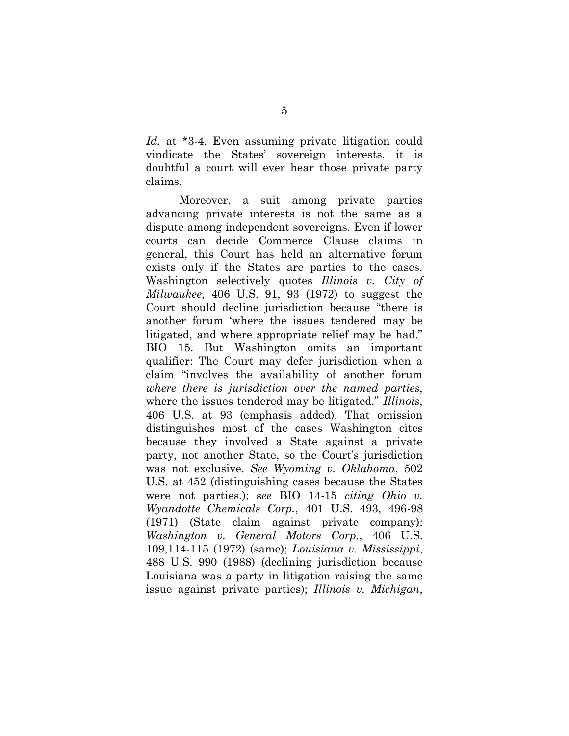*Id.* at *3-4. Even assuming private litigation could vindicate the States' sovereign interests, it is doubtful a court will ever hear those private party claims.

Moreover, a suit among private parties advancing private interests is not the same as a dispute among independent sovereigns. Even if lower courts can decide Commerce Clause claims in general, this Court has held an alternative forum exists only if the States are parties to the cases. Washington selectively quotes *Illinois v. City of Milwaukee*, 406 U.S. 91, 93 (1972) to suggest the Court should decline jurisdiction because "there is another forum 'where the issues tendered may be litigated, and where appropriate relief may be had." BIO 15. But Washington omits an important qualifier: The Court may defer jurisdiction when a claim "involves the availability of another forum *where there is jurisdiction over the named parties*, where the issues tendered may be litigated." *Illinois*, 406 U.S. at 93 (emphasis added). That omission distinguishes most of the cases Washington cites because they involved a State against a private party, not another State, so the Court's jurisdiction was not exclusive. *See Wyoming v. Oklahoma*, 502 U.S. at 452 (distinguishing cases because the States were not parties.); s*ee* BIO 14-15 *citing Ohio v. Wyandotte Chemicals Corp.*, 401 U.S. 493, 496-98 (1971) (State claim against private company); *Washington v. General Motors Corp.*, 406 U.S. 109,114-115 (1972) (same); *Louisiana v. Mississippi*, 488 U.S. 990 (1988) (declining jurisdiction because Louisiana was a party in litigation raising the same issue against private parties); *Illinois v. Michigan*,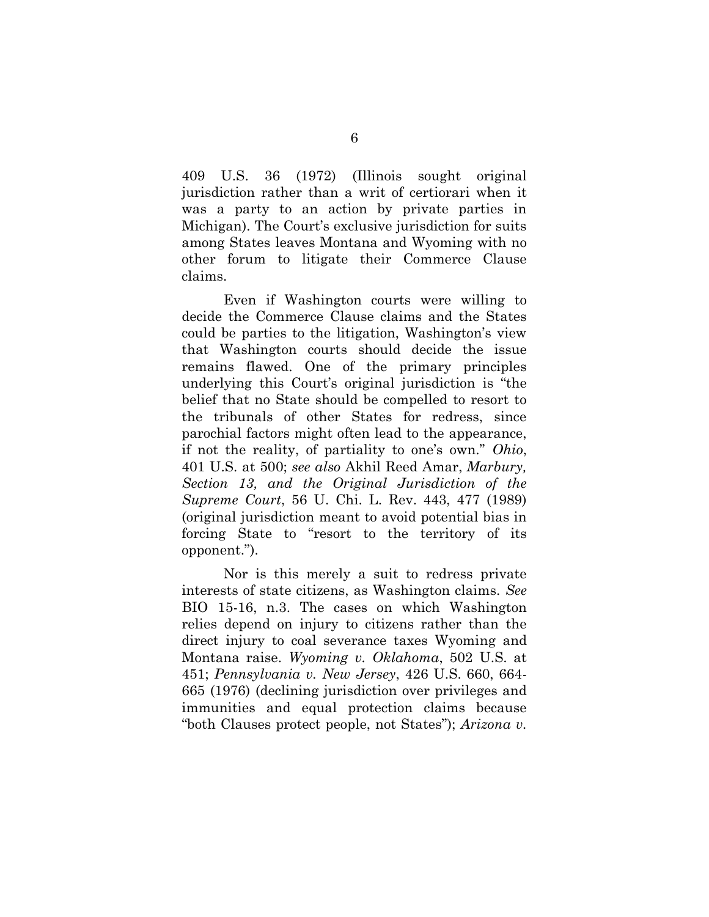409 U.S. 36 (1972) (Illinois sought original jurisdiction rather than a writ of certiorari when it was a party to an action by private parties in Michigan). The Court's exclusive jurisdiction for suits among States leaves Montana and Wyoming with no other forum to litigate their Commerce Clause claims.

Even if Washington courts were willing to decide the Commerce Clause claims and the States could be parties to the litigation, Washington's view that Washington courts should decide the issue remains flawed. One of the primary principles underlying this Court's original jurisdiction is "the belief that no State should be compelled to resort to the tribunals of other States for redress, since parochial factors might often lead to the appearance, if not the reality, of partiality to one's own." *Ohio*, 401 U.S. at 500; *see also* Akhil Reed Amar, *Marbury, Section 13, and the Original Jurisdiction of the Supreme Court*, 56 U. Chi. L. Rev. 443, 477 (1989) (original jurisdiction meant to avoid potential bias in forcing State to "resort to the territory of its opponent.").

Nor is this merely a suit to redress private interests of state citizens, as Washington claims. *See* BIO 15-16, n.3. The cases on which Washington relies depend on injury to citizens rather than the direct injury to coal severance taxes Wyoming and Montana raise. *Wyoming v. Oklahoma*, 502 U.S. at 451; *Pennsylvania v. New Jersey*, 426 U.S. 660, 664-665 (1976) (declining jurisdiction over privileges and immunities and equal protection claims because "both Clauses protect people, not States"); *Arizona v.*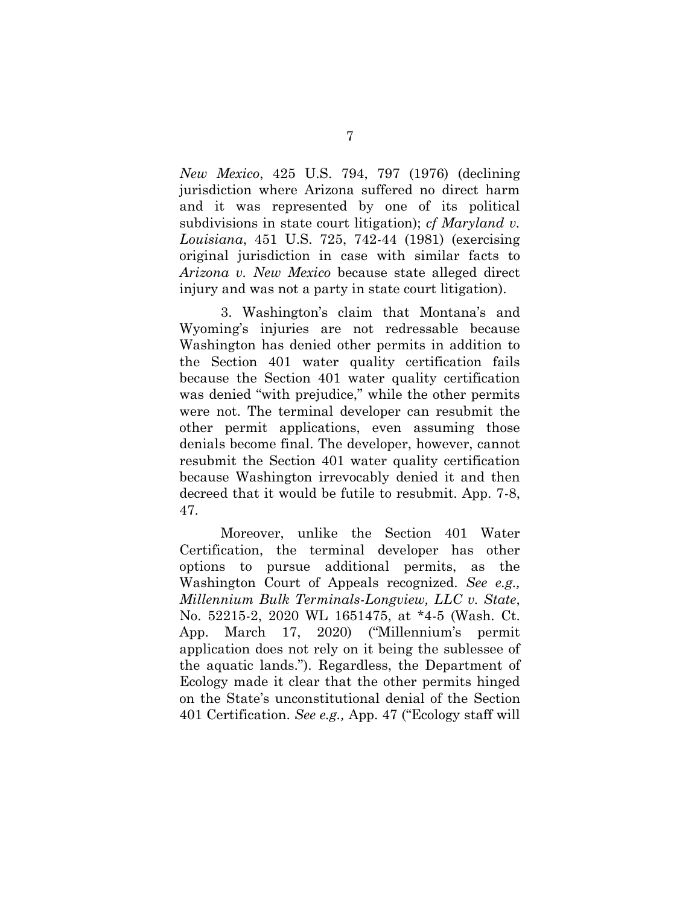*New Mexico*, 425 U.S. 794, 797 (1976) (declining jurisdiction where Arizona suffered no direct harm and it was represented by one of its political subdivisions in state court litigation); *cf Maryland v. Louisiana*, 451 U.S. 725, 742-44 (1981) (exercising original jurisdiction in case with similar facts to *Arizona v. New Mexico* because state alleged direct injury and was not a party in state court litigation).

3. Washington's claim that Montana's and Wyoming's injuries are not redressable because Washington has denied other permits in addition to the Section 401 water quality certification fails because the Section 401 water quality certification was denied "with prejudice," while the other permits were not. The terminal developer can resubmit the other permit applications, even assuming those denials become final. The developer, however, cannot resubmit the Section 401 water quality certification because Washington irrevocably denied it and then decreed that it would be futile to resubmit. App. 7-8, 47.

Moreover, unlike the Section 401 Water Certification, the terminal developer has other options to pursue additional permits, as the Washington Court of Appeals recognized. *See e.g., Millennium Bulk Terminals-Longview, LLC v. State*, No. 52215-2, 2020 WL 1651475, at *4-5 (Wash. Ct. App. March 17, 2020) ("Millennium's permit application does not rely on it being the sublessee of the aquatic lands."). Regardless, the Department of Ecology made it clear that the other permits hinged on the State's unconstitutional denial of the Section 401 Certification. *See e.g.,* App. 47 ("Ecology staff will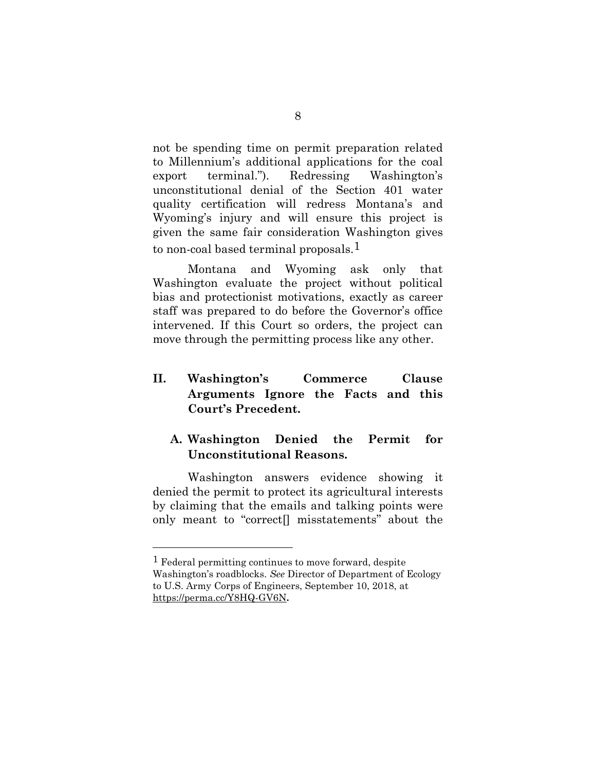not be spending time on permit preparation related to Millennium's additional applications for the coal export terminal."). Redressing Washington's unconstitutional denial of the Section 401 water quality certification will redress Montana's and Wyoming's injury and will ensure this project is given the same fair consideration Washington gives to non-coal based terminal proposals.[1]

Montana and Wyoming ask only that Washington evaluate the project without political bias and protectionist motivations, exactly as career staff was prepared to do before the Governor's office intervened. If this Court so orders, the project can move through the permitting process like any other.

## II. Washington's Commerce Clause Arguments Ignore the Facts and this Court's Precedent.

### A. Washington Denied the Permit for Unconstitutional Reasons.

Washington answers evidence showing it denied the permit to protect its agricultural interests by claiming that the emails and talking points were only meant to "correct[] misstatements" about the

---

[1] Federal permitting continues to move forward, despite Washington's roadblocks. *See* Director of Department of Ecology to U.S. Army Corps of Engineers, September 10, 2018, at https://perma.cc/Y8HQ-GV6N**.**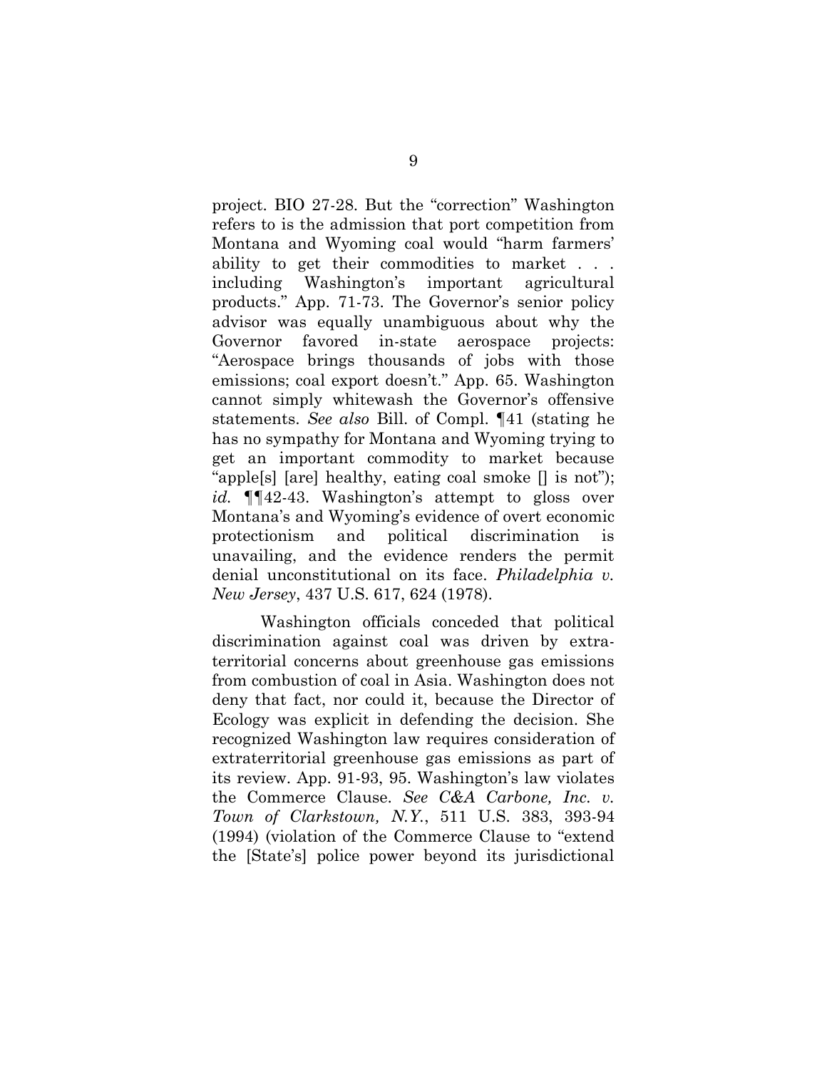project. BIO 27-28. But the "correction" Washington refers to is the admission that port competition from Montana and Wyoming coal would "harm farmers' ability to get their commodities to market . . . including Washington's important agricultural products." App. 71-73. The Governor's senior policy advisor was equally unambiguous about why the Governor favored in-state aerospace projects: "Aerospace brings thousands of jobs with those emissions; coal export doesn't." App. 65. Washington cannot simply whitewash the Governor's offensive statements. *See also* Bill. of Compl. ¶41 (stating he has no sympathy for Montana and Wyoming trying to get an important commodity to market because "apple[s] [are] healthy, eating coal smoke [] is not"); *id.* ¶¶42-43. Washington's attempt to gloss over Montana's and Wyoming's evidence of overt economic protectionism and political discrimination is unavailing, and the evidence renders the permit denial unconstitutional on its face. *Philadelphia v. New Jersey*, 437 U.S. 617, 624 (1978).

Washington officials conceded that political discrimination against coal was driven by extraterritorial concerns about greenhouse gas emissions from combustion of coal in Asia. Washington does not deny that fact, nor could it, because the Director of Ecology was explicit in defending the decision. She recognized Washington law requires consideration of extraterritorial greenhouse gas emissions as part of its review. App. 91-93, 95. Washington's law violates the Commerce Clause. *See C&A Carbone, Inc. v. Town of Clarkstown, N.Y.*, 511 U.S. 383, 393-94 (1994) (violation of the Commerce Clause to "extend the [State's] police power beyond its jurisdictional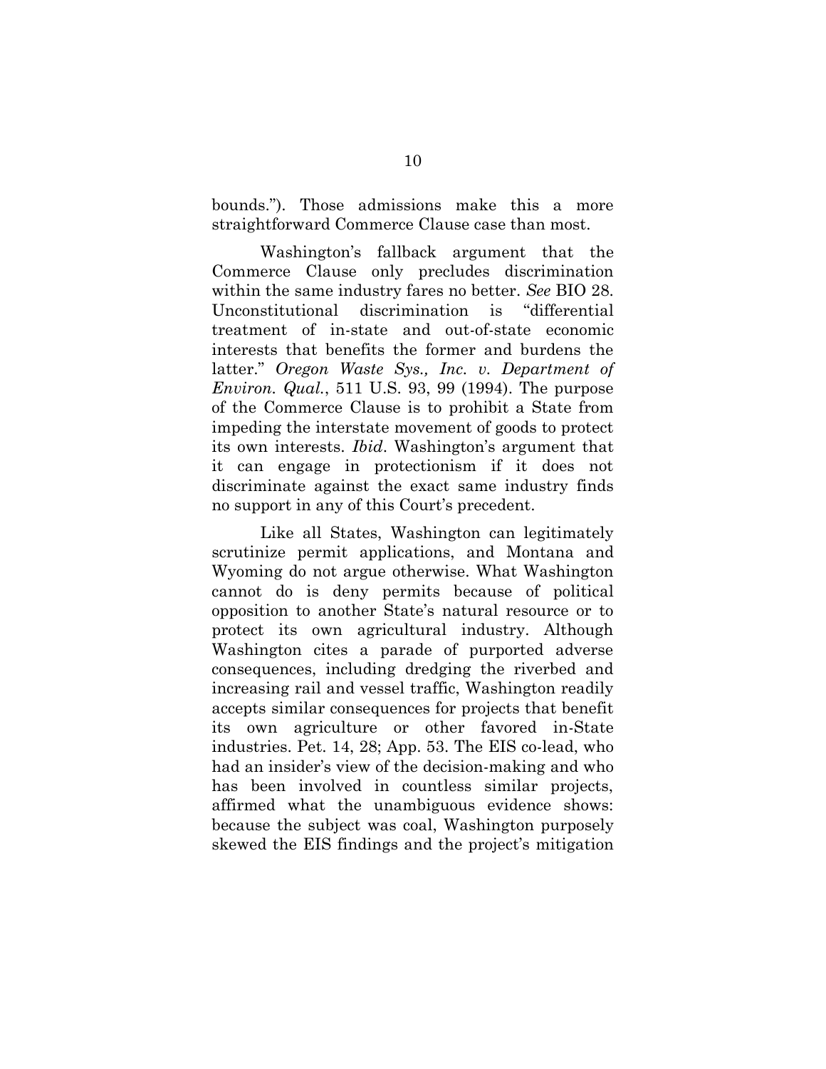bounds."). Those admissions make this a more straightforward Commerce Clause case than most.

Washington's fallback argument that the Commerce Clause only precludes discrimination within the same industry fares no better. *See* BIO 28. Unconstitutional discrimination is "differential treatment of in-state and out-of-state economic interests that benefits the former and burdens the latter." *Oregon Waste Sys., Inc. v. Department of Environ. Qual.*, 511 U.S. 93, 99 (1994). The purpose of the Commerce Clause is to prohibit a State from impeding the interstate movement of goods to protect its own interests. *Ibid*. Washington's argument that it can engage in protectionism if it does not discriminate against the exact same industry finds no support in any of this Court's precedent.

Like all States, Washington can legitimately scrutinize permit applications, and Montana and Wyoming do not argue otherwise. What Washington cannot do is deny permits because of political opposition to another State's natural resource or to protect its own agricultural industry. Although Washington cites a parade of purported adverse consequences, including dredging the riverbed and increasing rail and vessel traffic, Washington readily accepts similar consequences for projects that benefit its own agriculture or other favored in-State industries. Pet. 14, 28; App. 53. The EIS co-lead, who had an insider's view of the decision-making and who has been involved in countless similar projects, affirmed what the unambiguous evidence shows: because the subject was coal, Washington purposely skewed the EIS findings and the project's mitigation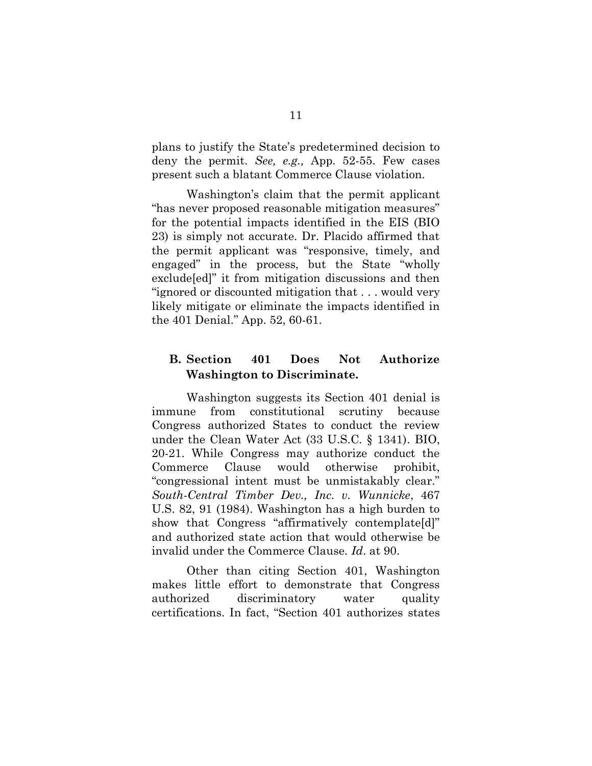plans to justify the State's predetermined decision to deny the permit. *See, e.g.,* App. 52-55. Few cases present such a blatant Commerce Clause violation.

Washington's claim that the permit applicant "has never proposed reasonable mitigation measures" for the potential impacts identified in the EIS (BIO 23) is simply not accurate. Dr. Placido affirmed that the permit applicant was "responsive, timely, and engaged" in the process, but the State "wholly exclude[ed]" it from mitigation discussions and then "ignored or discounted mitigation that . . . would very likely mitigate or eliminate the impacts identified in the 401 Denial." App. 52, 60-61.

### B. Section 401 Does Not Authorize Washington to Discriminate.

Washington suggests its Section 401 denial is immune from constitutional scrutiny because Congress authorized States to conduct the review under the Clean Water Act (33 U.S.C. § 1341). BIO, 20-21. While Congress may authorize conduct the Commerce Clause would otherwise prohibit, "congressional intent must be unmistakably clear." *South-Central Timber Dev., Inc. v. Wunnicke*, 467 U.S. 82, 91 (1984). Washington has a high burden to show that Congress "affirmatively contemplate[d]" and authorized state action that would otherwise be invalid under the Commerce Clause. *Id*. at 90.

Other than citing Section 401, Washington makes little effort to demonstrate that Congress authorized discriminatory water quality certifications. In fact, "Section 401 authorizes states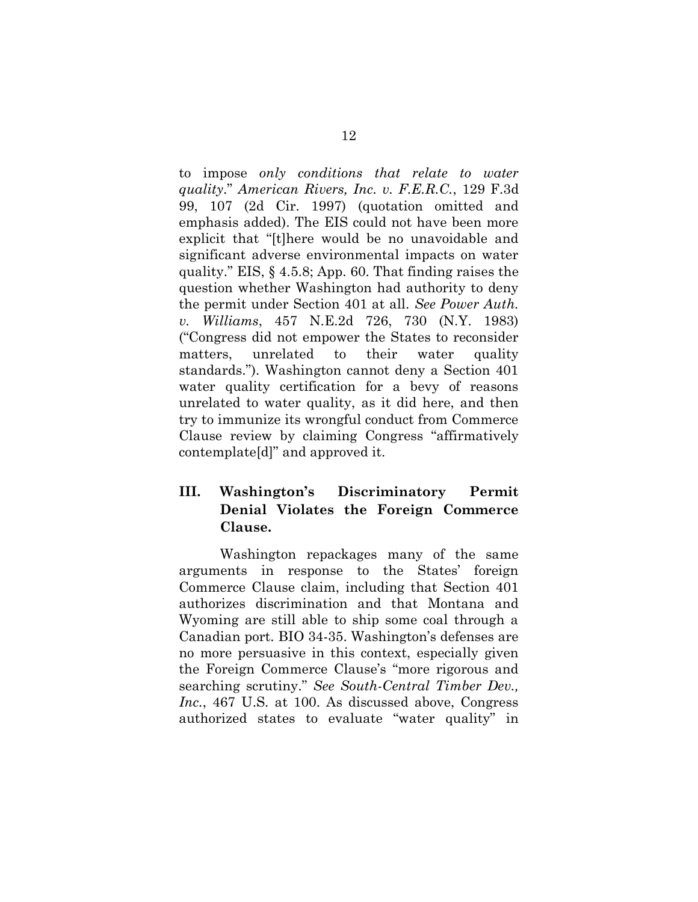to impose *only conditions that relate to water quality*." *American Rivers, Inc. v. F.E.R.C.*, 129 F.3d 99, 107 (2d Cir. 1997) (quotation omitted and emphasis added). The EIS could not have been more explicit that "[t]here would be no unavoidable and significant adverse environmental impacts on water quality." EIS, § 4.5.8; App. 60. That finding raises the question whether Washington had authority to deny the permit under Section 401 at all. *See Power Auth. v. Williams*, 457 N.E.2d 726, 730 (N.Y. 1983) ("Congress did not empower the States to reconsider matters, unrelated to their water quality standards."). Washington cannot deny a Section 401 water quality certification for a bevy of reasons unrelated to water quality, as it did here, and then try to immunize its wrongful conduct from Commerce Clause review by claiming Congress "affirmatively contemplate[d]" and approved it.

## III. Washington's Discriminatory Permit Denial Violates the Foreign Commerce Clause.

Washington repackages many of the same arguments in response to the States' foreign Commerce Clause claim, including that Section 401 authorizes discrimination and that Montana and Wyoming are still able to ship some coal through a Canadian port. BIO 34-35. Washington's defenses are no more persuasive in this context, especially given the Foreign Commerce Clause's "more rigorous and searching scrutiny." *See South-Central Timber Dev., Inc.*, 467 U.S. at 100. As discussed above, Congress authorized states to evaluate "water quality" in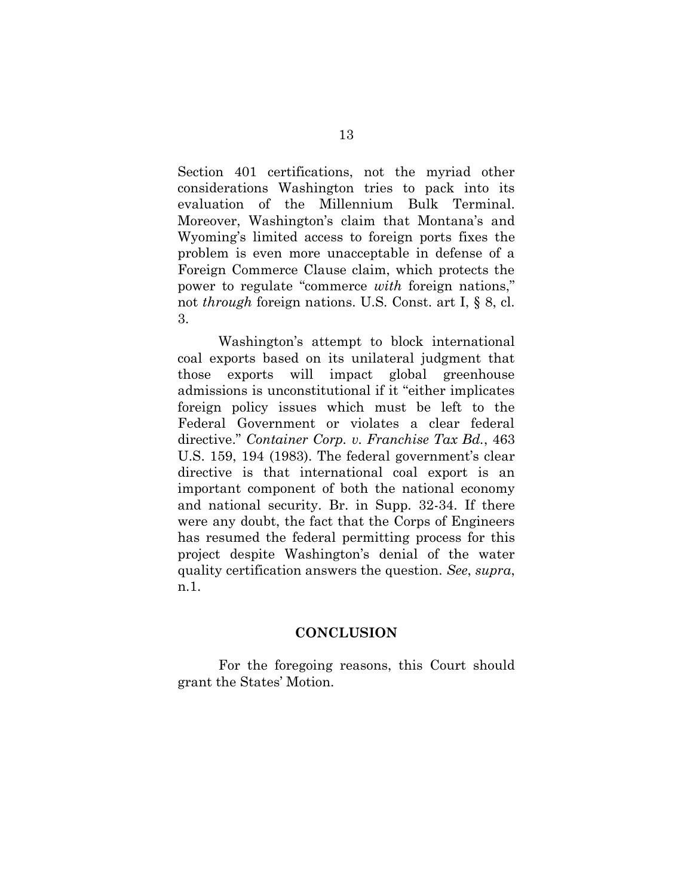Section 401 certifications, not the myriad other considerations Washington tries to pack into its evaluation of the Millennium Bulk Terminal. Moreover, Washington's claim that Montana's and Wyoming's limited access to foreign ports fixes the problem is even more unacceptable in defense of a Foreign Commerce Clause claim, which protects the power to regulate "commerce *with* foreign nations," not *through* foreign nations. U.S. Const. art I, § 8, cl. 3.

Washington's attempt to block international coal exports based on its unilateral judgment that those exports will impact global greenhouse admissions is unconstitutional if it "either implicates foreign policy issues which must be left to the Federal Government or violates a clear federal directive." *Container Corp. v. Franchise Tax Bd.*, 463 U.S. 159, 194 (1983). The federal government's clear directive is that international coal export is an important component of both the national economy and national security. Br. in Supp. 32-34. If there were any doubt, the fact that the Corps of Engineers has resumed the federal permitting process for this project despite Washington's denial of the water quality certification answers the question. *See*, *supra*, n.1.

## CONCLUSION

For the foregoing reasons, this Court should grant the States' Motion.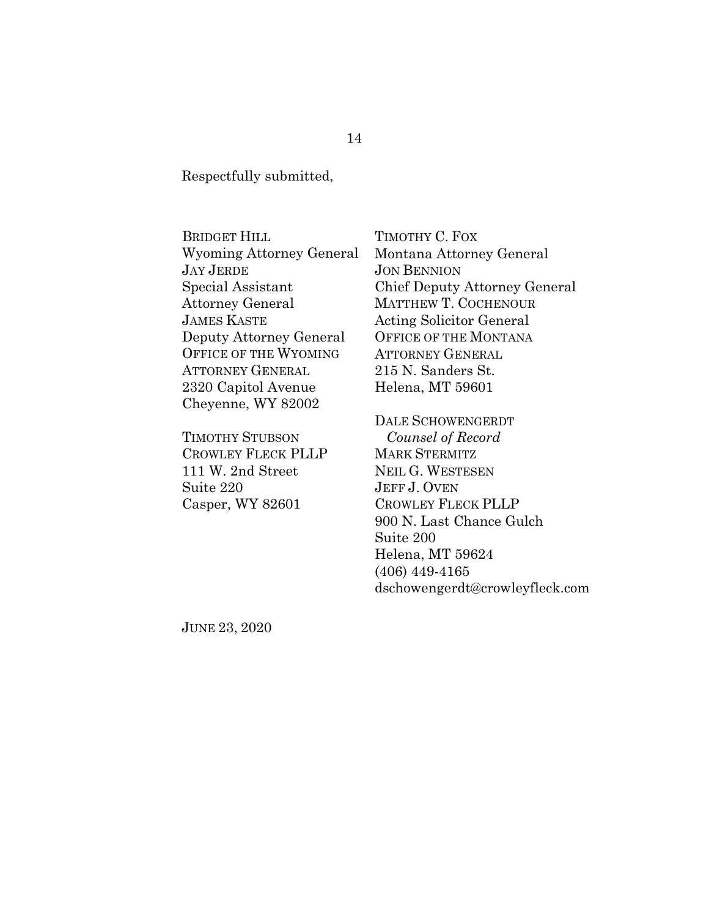Respectfully submitted,

BRIDGET HILL
Wyoming Attorney General
JAY JERDE
Special Assistant
Attorney General
JAMES KASTE
Deputy Attorney General
OFFICE OF THE WYOMING
ATTORNEY GENERAL
2320 Capitol Avenue
Cheyenne, WY 82002

TIMOTHY STUBSON
CROWLEY FLECK PLLP
111 W. 2nd Street
Suite 220
Casper, WY 82601

TIMOTHY C. FOX
Montana Attorney General
JON BENNION
Chief Deputy Attorney General
MATTHEW T. COCHENOUR
Acting Solicitor General
OFFICE OF THE MONTANA
ATTORNEY GENERAL
215 N. Sanders St.
Helena, MT 59601

DALE SCHOWENGERDT
*Counsel of Record*
MARK STERMITZ
NEIL G. WESTESEN
JEFF J. OVEN
CROWLEY FLECK PLLP
900 N. Last Chance Gulch
Suite 200
Helena, MT 59624
(406) 449-4165
dschowengerdt@crowleyfleck.com

JUNE 23, 2020